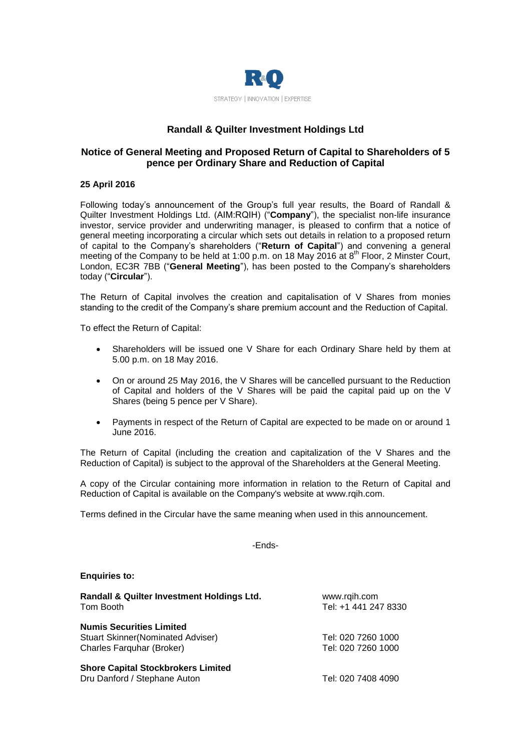R&Q

STRATEGY | INNOVATION | EXPERTISE

## Randall & Quilter Investment Holdings Ltd

## Notice of General Meeting and Proposed Return of Capital to Shareholders of 5 pence per Ordinary Share and Reduction of Capital

**25 April 2016**

Following today's announcement of the Group's full year results, the Board of Randall & Quilter Investment Holdings Ltd. (AIM:RQIH) ("**Company**"), the specialist non-life insurance investor, service provider and underwriting manager, is pleased to confirm that a notice of general meeting incorporating a circular which sets out details in relation to a proposed return of capital to the Company's shareholders ("**Return of Capital**") and convening a general meeting of the Company to be held at 1:00 p.m. on 18 May 2016 at 8th Floor, 2 Minster Court, London, EC3R 7BB ("**General Meeting**"), has been posted to the Company's shareholders today ("**Circular**").

The Return of Capital involves the creation and capitalisation of V Shares from monies standing to the credit of the Company's share premium account and the Reduction of Capital.

To effect the Return of Capital:

- Shareholders will be issued one V Share for each Ordinary Share held by them at 5.00 p.m. on 18 May 2016.
- On or around 25 May 2016, the V Shares will be cancelled pursuant to the Reduction of Capital and holders of the V Shares will be paid the capital paid up on the V Shares (being 5 pence per V Share).
- Payments in respect of the Return of Capital are expected to be made on or around 1 June 2016.

The Return of Capital (including the creation and capitalization of the V Shares and the Reduction of Capital) is subject to the approval of the Shareholders at the General Meeting.

A copy of the Circular containing more information in relation to the Return of Capital and Reduction of Capital is available on the Company's website at www.rqih.com.

Terms defined in the Circular have the same meaning when used in this announcement.

-Ends-

**Enquiries to:**

| | |
|---|---|
| **Randall & Quilter Investment Holdings Ltd.** | www.rqih.com |
| Tom Booth | Tel: +1 441 247 8330 |
| **Numis Securities Limited** | |
| Stuart Skinner(Nominated Adviser) | Tel: 020 7260 1000 |
| Charles Farquhar (Broker) | Tel: 020 7260 1000 |
| **Shore Capital Stockbrokers Limited** | |
| Dru Danford / Stephane Auton | Tel: 020 7408 4090 |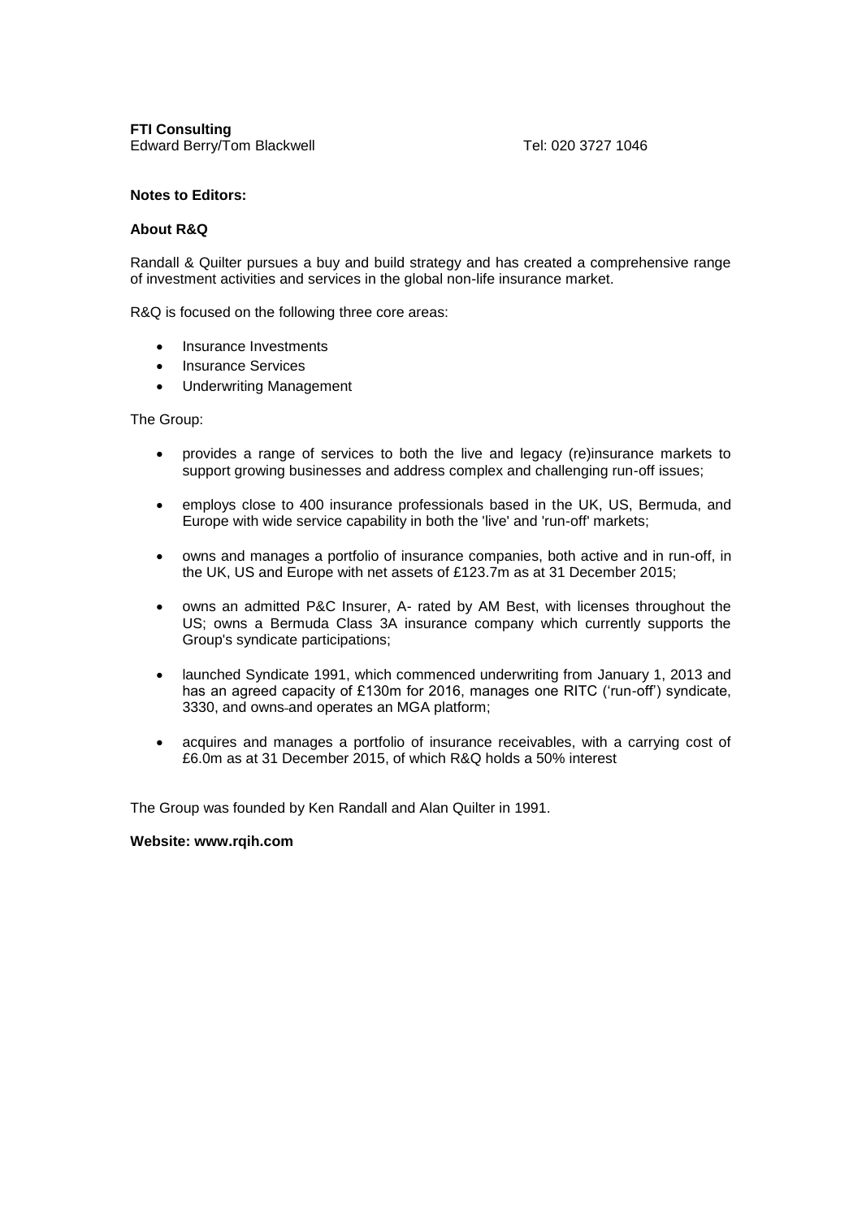**FTI Consulting**
Edward Berry/Tom Blackwell Tel: 020 3727 1046

**Notes to Editors:**

**About R&Q**

Randall & Quilter pursues a buy and build strategy and has created a comprehensive range of investment activities and services in the global non-life insurance market.

R&Q is focused on the following three core areas:

- Insurance Investments
- Insurance Services
- Underwriting Management

The Group:

- provides a range of services to both the live and legacy (re)insurance markets to support growing businesses and address complex and challenging run-off issues;
- employs close to 400 insurance professionals based in the UK, US, Bermuda, and Europe with wide service capability in both the 'live' and 'run-off' markets;
- owns and manages a portfolio of insurance companies, both active and in run-off, in the UK, US and Europe with net assets of £123.7m as at 31 December 2015;
- owns an admitted P&C Insurer, A- rated by AM Best, with licenses throughout the US; owns a Bermuda Class 3A insurance company which currently supports the Group's syndicate participations;
- launched Syndicate 1991, which commenced underwriting from January 1, 2013 and has an agreed capacity of £130m for 2016, manages one RITC ('run-off') syndicate, 3330, and owns and operates an MGA platform;
- acquires and manages a portfolio of insurance receivables, with a carrying cost of £6.0m as at 31 December 2015, of which R&Q holds a 50% interest

The Group was founded by Ken Randall and Alan Quilter in 1991.

**Website: www.rqih.com**